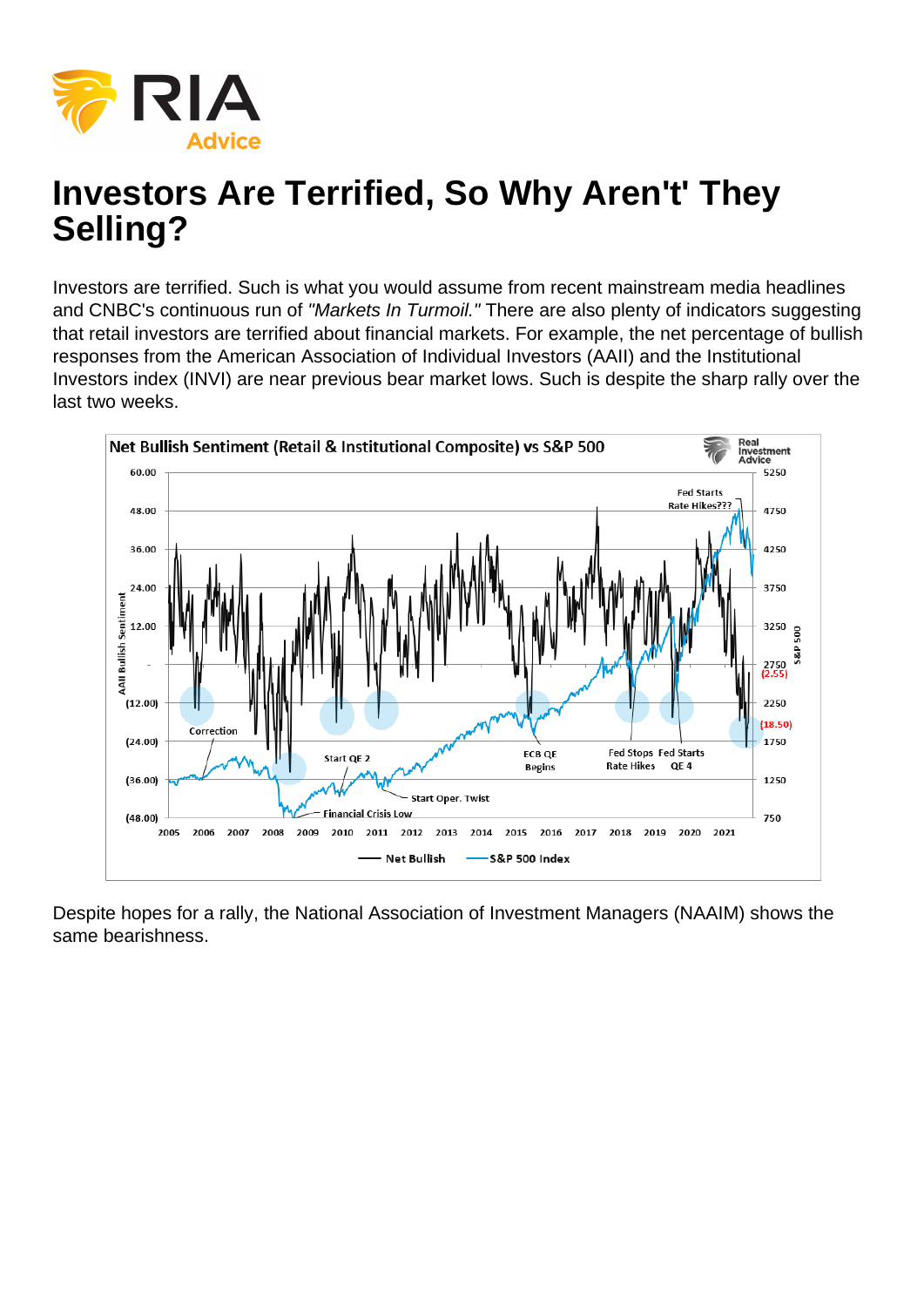# Investors Are Terrified, So Why Aren't' They Selling?

Investors are terrified. Such is what you would assume from recent mainstream media headlines and CNBC's continuous run of *"Markets In Turmoil."* There are also plenty of indicators suggesting that retail investors are terrified about financial markets. For example, the net percentage of bullish responses from the American Association of Individual Investors (AAII) and the Institutional Investors index (INVI) are near previous bear market lows. Such is despite the sharp rally over the last two weeks.

Despite hopes for a rally, the National Association of Investment Managers (NAAIM) shows the same bearishness.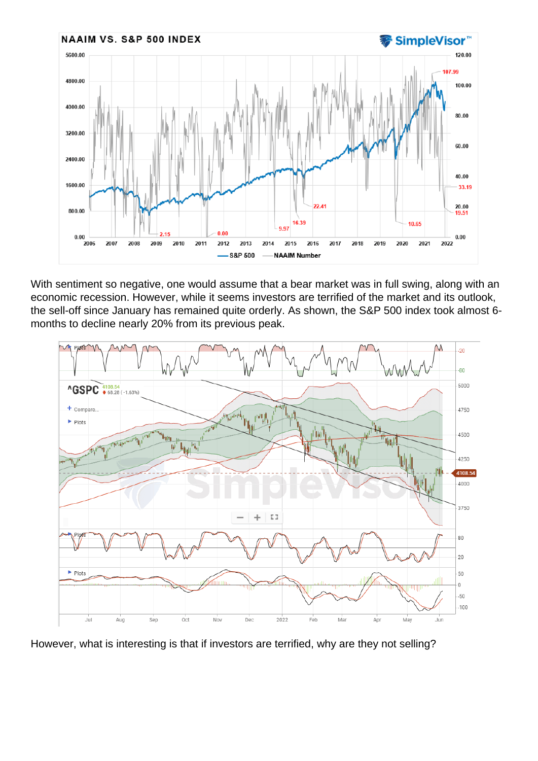With sentiment so negative, one would assume that a bear market was in full swing, along with an economic recession. However, while it seems investors are terrified of the market and its outlook, the sell-off since January has remained quite orderly. As shown, the S&P 500 index took almost 6-months to decline nearly 20% from its previous peak.

However, what is interesting is that if investors are terrified, why are they not selling?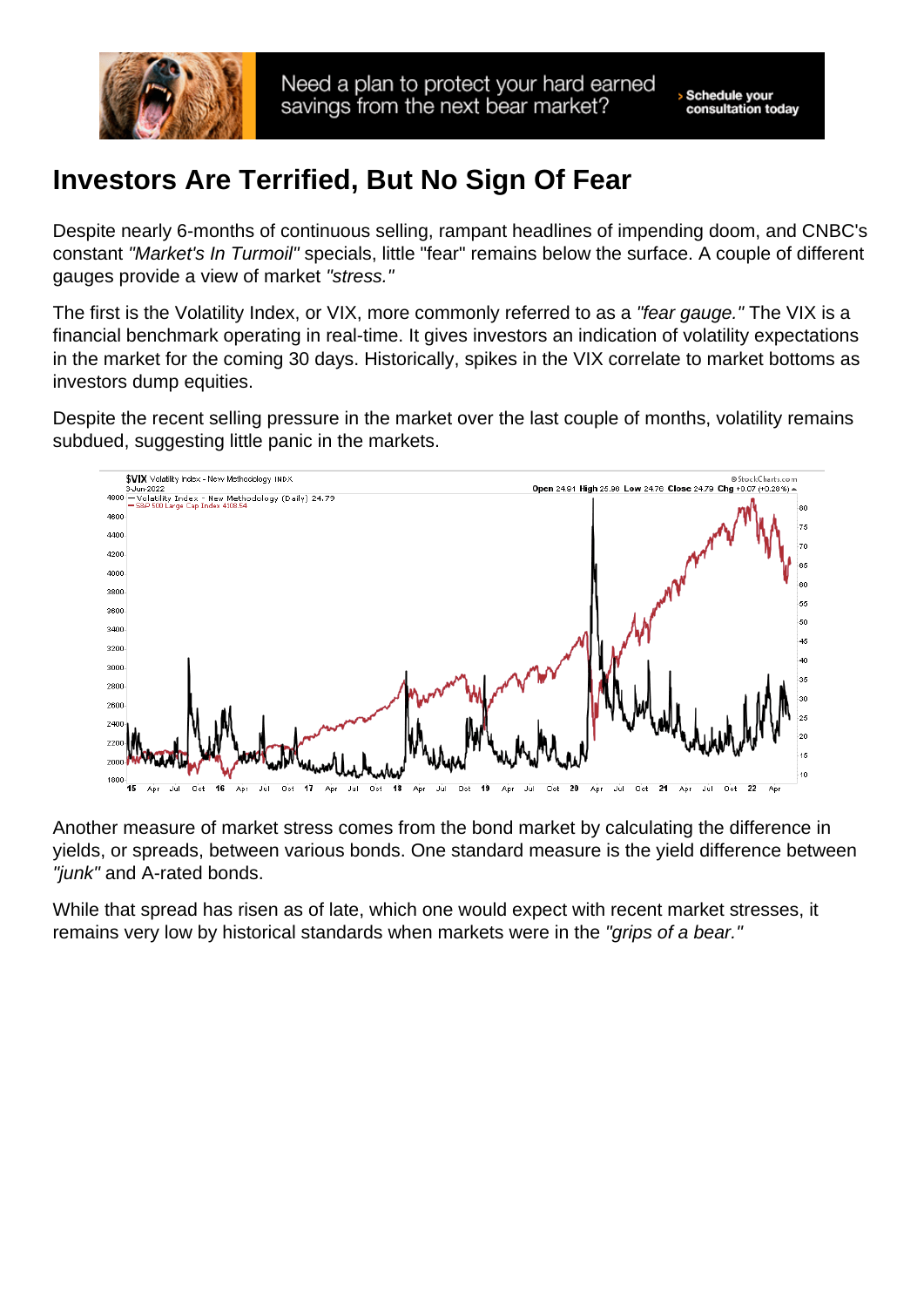# Investors Are Terrified, But No Sign Of Fear

Despite nearly 6-months of continuous selling, rampant headlines of impending doom, and CNBC's constant *"Market's In Turmoil"* specials, little "fear" remains below the surface. A couple of different gauges provide a view of market *"stress."*

The first is the Volatility Index, or VIX, more commonly referred to as a *"fear gauge."* The VIX is a financial benchmark operating in real-time. It gives investors an indication of volatility expectations in the market for the coming 30 days. Historically, spikes in the VIX correlate to market bottoms as investors dump equities.

Despite the recent selling pressure in the market over the last couple of months, volatility remains subdued, suggesting little panic in the markets.

Another measure of market stress comes from the bond market by calculating the difference in yields, or spreads, between various bonds. One standard measure is the yield difference between *"junk"* and A-rated bonds.

While that spread has risen as of late, which one would expect with recent market stresses, it remains very low by historical standards when markets were in the *"grips of a bear."*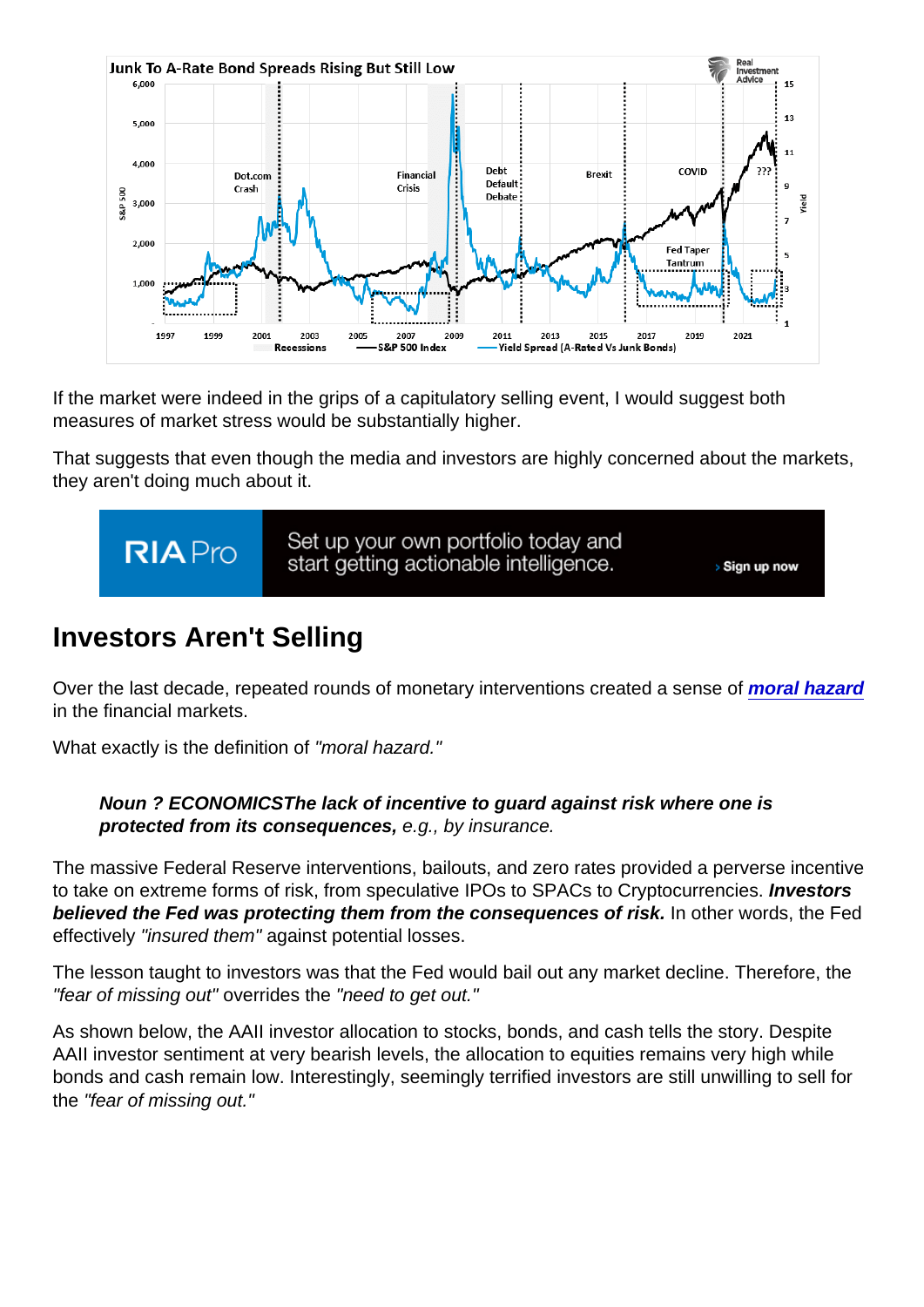If the market were indeed in the grips of a capitulatory selling event, I would suggest both measures of market stress would be substantially higher.

That suggests that even though the media and investors are highly concerned about the markets, they aren't doing much about it.

## Investors Aren't Selling

Over the last decade, repeated rounds of monetary interventions created a sense of **moral hazard** in the financial markets.

What exactly is the definition of *"moral hazard."*

> ***Noun ? ECONOMICSThe lack of incentive to guard against risk where one is protected from its consequences,*** *e.g., by insurance.*

The massive Federal Reserve interventions, bailouts, and zero rates provided a perverse incentive to take on extreme forms of risk, from speculative IPOs to SPACs to Cryptocurrencies. ***Investors believed the Fed was protecting them from the consequences of risk.*** In other words, the Fed effectively *"insured them"* against potential losses.

The lesson taught to investors was that the Fed would bail out any market decline. Therefore, the *"fear of missing out"* overrides the *"need to get out."*

As shown below, the AAII investor allocation to stocks, bonds, and cash tells the story. Despite AAII investor sentiment at very bearish levels, the allocation to equities remains very high while bonds and cash remain low. Interestingly, seemingly terrified investors are still unwilling to sell for the *"fear of missing out."*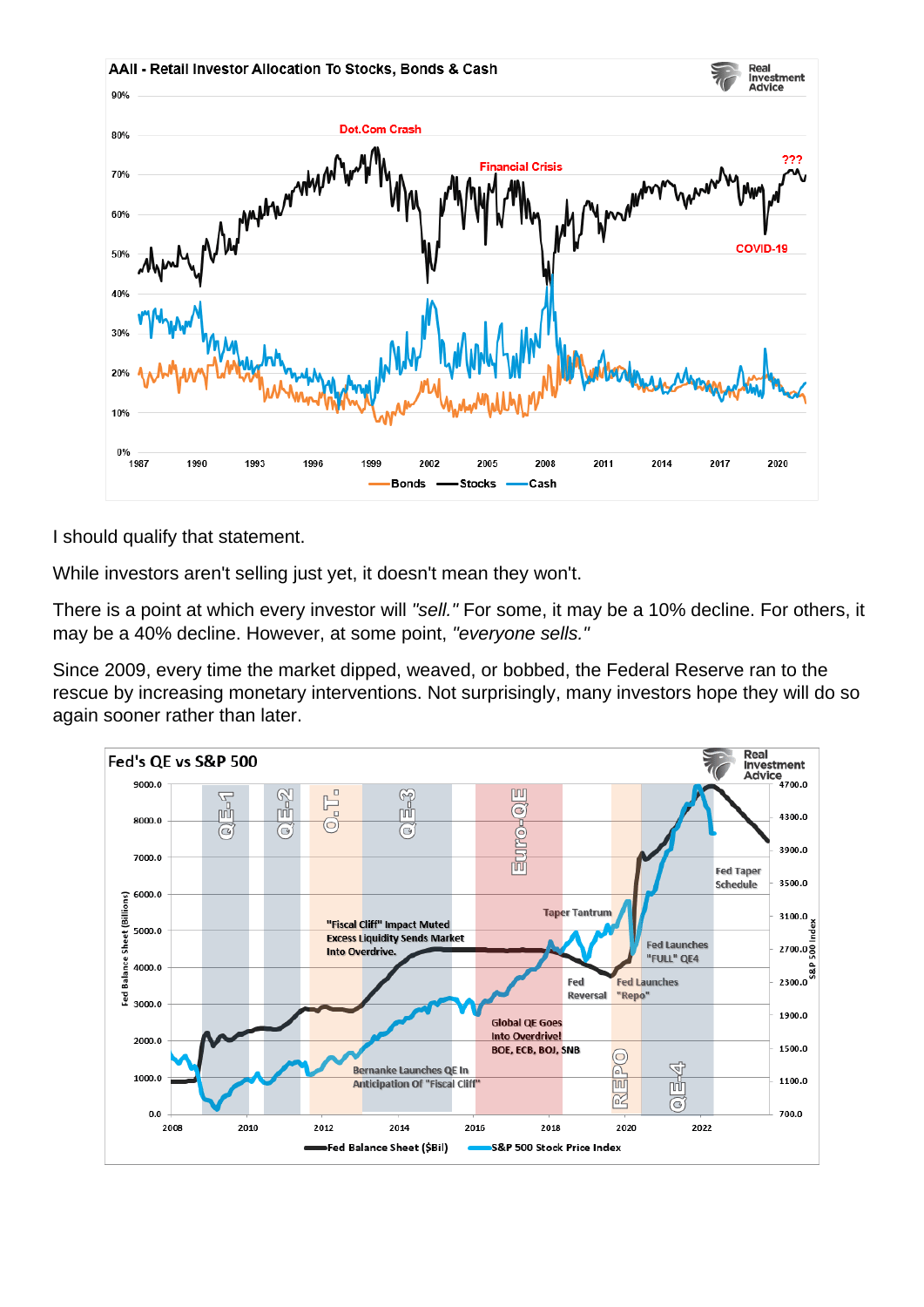I should qualify that statement.

While investors aren't selling just yet, it doesn't mean they won't.

There is a point at which every investor will *"sell."* For some, it may be a 10% decline. For others, it may be a 40% decline. However, at some point, *"everyone sells."*

Since 2009, every time the market dipped, weaved, or bobbed, the Federal Reserve ran to the rescue by increasing monetary interventions. Not surprisingly, many investors hope they will do so again sooner rather than later.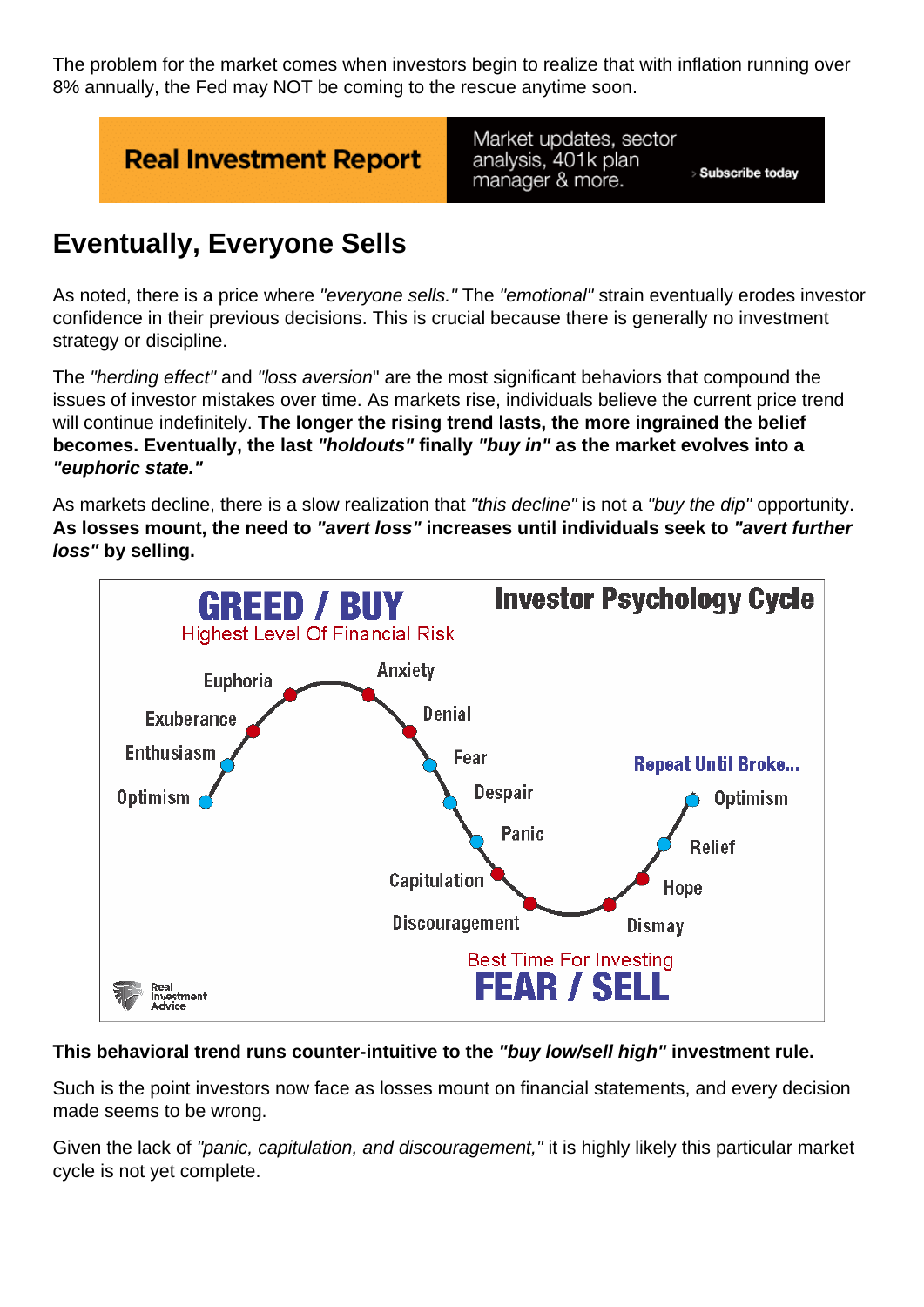The problem for the market comes when investors begin to realize that with inflation running over 8% annually, the Fed may NOT be coming to the rescue anytime soon.

## Eventually, Everyone Sells

As noted, there is a price where *"everyone sells."* The *"emotional"* strain eventually erodes investor confidence in their previous decisions. This is crucial because there is generally no investment strategy or discipline.

The *"herding effect"* and *"loss aversion"* are the most significant behaviors that compound the issues of investor mistakes over time. As markets rise, individuals believe the current price trend will continue indefinitely. **The longer the rising trend lasts, the more ingrained the belief becomes. Eventually, the last *"holdouts"* finally *"buy in"* as the market evolves into a *"euphoric state."***

As markets decline, there is a slow realization that *"this decline"* is not a *"buy the dip"* opportunity. **As losses mount, the need to *"avert loss"* increases until individuals seek to *"avert further loss"* by selling.**

**This behavioral trend runs counter-intuitive to the *"buy low/sell high"* investment rule.**

Such is the point investors now face as losses mount on financial statements, and every decision made seems to be wrong.

Given the lack of *"panic, capitulation, and discouragement,"* it is highly likely this particular market cycle is not yet complete.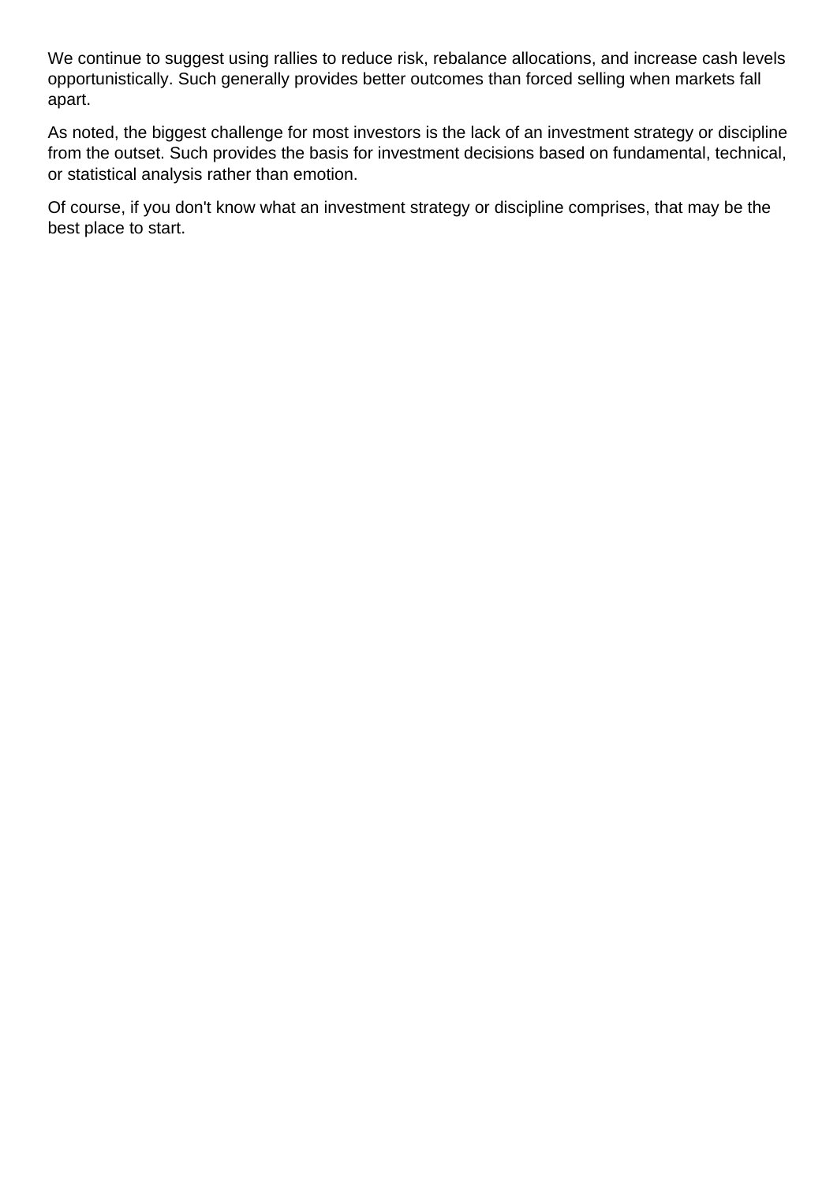We continue to suggest using rallies to reduce risk, rebalance allocations, and increase cash levels opportunistically. Such generally provides better outcomes than forced selling when markets fall apart.

As noted, the biggest challenge for most investors is the lack of an investment strategy or discipline from the outset. Such provides the basis for investment decisions based on fundamental, technical, or statistical analysis rather than emotion.

Of course, if you don't know what an investment strategy or discipline comprises, that may be the best place to start.